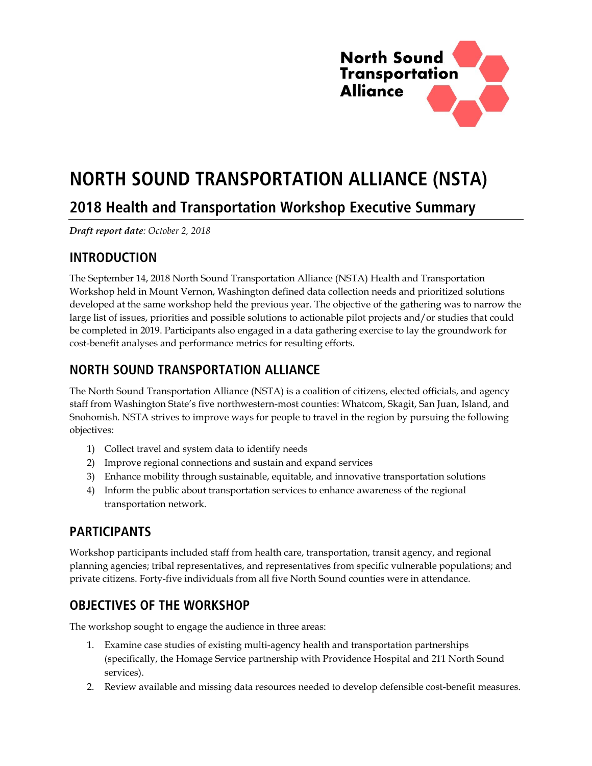North Sound Transportation Alliance

# NORTH SOUND TRANSPORTATION ALLIANCE (NSTA)

## 2018 Health and Transportation Workshop Executive Summary

***Draft report date**: October 2, 2018*

## INTRODUCTION

The September 14, 2018 North Sound Transportation Alliance (NSTA) Health and Transportation Workshop held in Mount Vernon, Washington defined data collection needs and prioritized solutions developed at the same workshop held the previous year. The objective of the gathering was to narrow the large list of issues, priorities and possible solutions to actionable pilot projects and/or studies that could be completed in 2019. Participants also engaged in a data gathering exercise to lay the groundwork for cost-benefit analyses and performance metrics for resulting efforts.

## NORTH SOUND TRANSPORTATION ALLIANCE

The North Sound Transportation Alliance (NSTA) is a coalition of citizens, elected officials, and agency staff from Washington State's five northwestern-most counties: Whatcom, Skagit, San Juan, Island, and Snohomish. NSTA strives to improve ways for people to travel in the region by pursuing the following objectives:

1) Collect travel and system data to identify needs
2) Improve regional connections and sustain and expand services
3) Enhance mobility through sustainable, equitable, and innovative transportation solutions
4) Inform the public about transportation services to enhance awareness of the regional transportation network.

## PARTICIPANTS

Workshop participants included staff from health care, transportation, transit agency, and regional planning agencies; tribal representatives, and representatives from specific vulnerable populations; and private citizens. Forty-five individuals from all five North Sound counties were in attendance.

## OBJECTIVES OF THE WORKSHOP

The workshop sought to engage the audience in three areas:

1. Examine case studies of existing multi-agency health and transportation partnerships (specifically, the Homage Service partnership with Providence Hospital and 211 North Sound services).
2. Review available and missing data resources needed to develop defensible cost-benefit measures.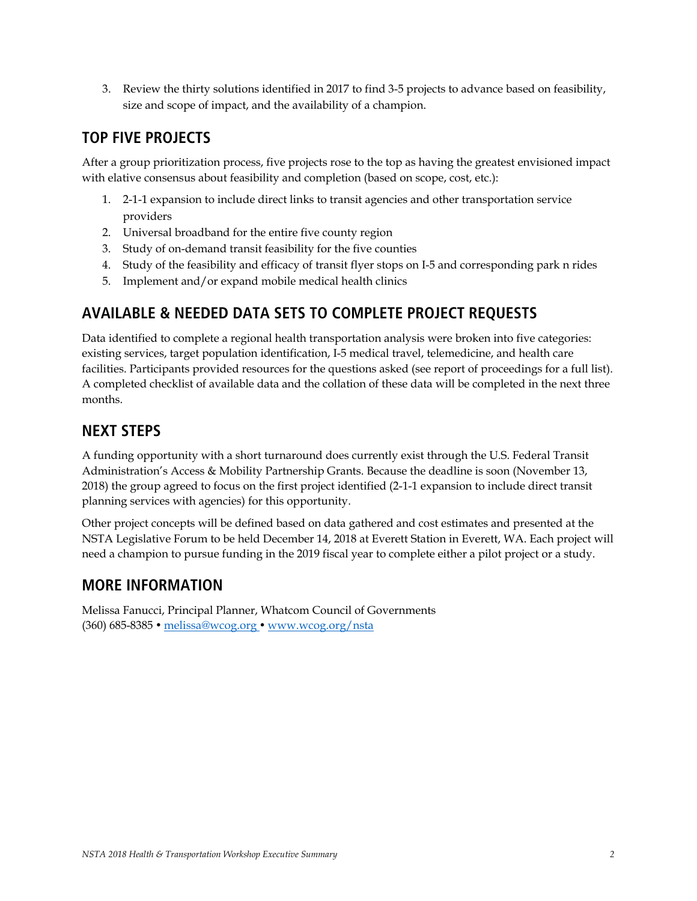3. Review the thirty solutions identified in 2017 to find 3-5 projects to advance based on feasibility, size and scope of impact, and the availability of a champion.

## TOP FIVE PROJECTS

After a group prioritization process, five projects rose to the top as having the greatest envisioned impact with elative consensus about feasibility and completion (based on scope, cost, etc.):

1. 2-1-1 expansion to include direct links to transit agencies and other transportation service providers
2. Universal broadband for the entire five county region
3. Study of on-demand transit feasibility for the five counties
4. Study of the feasibility and efficacy of transit flyer stops on I-5 and corresponding park n rides
5. Implement and/or expand mobile medical health clinics

## AVAILABLE & NEEDED DATA SETS TO COMPLETE PROJECT REQUESTS

Data identified to complete a regional health transportation analysis were broken into five categories: existing services, target population identification, I-5 medical travel, telemedicine, and health care facilities. Participants provided resources for the questions asked (see report of proceedings for a full list). A completed checklist of available data and the collation of these data will be completed in the next three months.

## NEXT STEPS

A funding opportunity with a short turnaround does currently exist through the U.S. Federal Transit Administration's Access & Mobility Partnership Grants. Because the deadline is soon (November 13, 2018) the group agreed to focus on the first project identified (2-1-1 expansion to include direct transit planning services with agencies) for this opportunity.

Other project concepts will be defined based on data gathered and cost estimates and presented at the NSTA Legislative Forum to be held December 14, 2018 at Everett Station in Everett, WA. Each project will need a champion to pursue funding in the 2019 fiscal year to complete either a pilot project or a study.

## MORE INFORMATION

Melissa Fanucci, Principal Planner, Whatcom Council of Governments
(360) 685-8385 • melissa@wcog.org • www.wcog.org/nsta